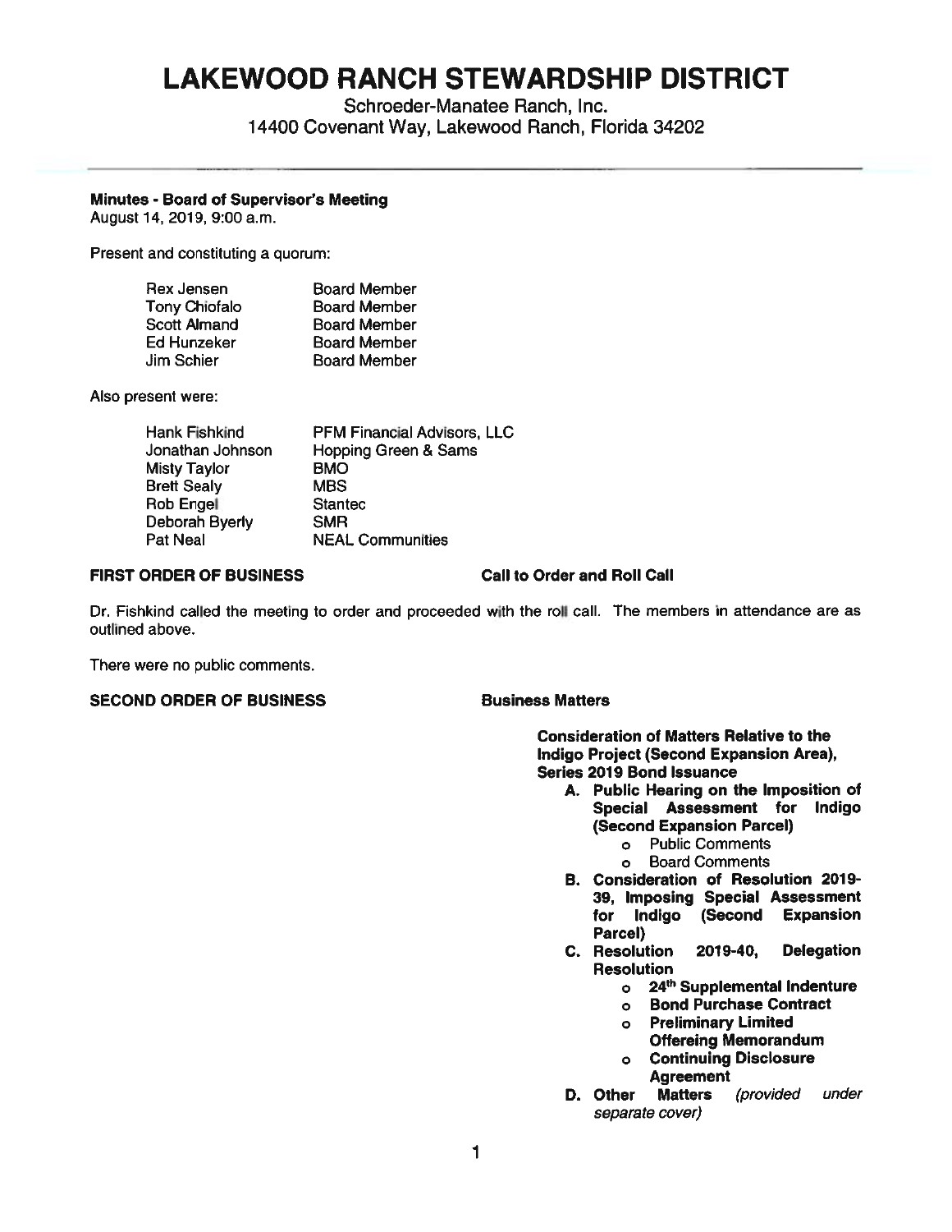# LAKEWOOD RANCH STEWARDSHIP DISTRICT

Schroeder-Manatee Ranch, Inc.
14400 Covenant Way, Lakewood Ranch, Florida 34202

**Minutes - Board of Supervisor's Meeting**
August 14, 2019, 9:00 a.m.

Present and constituting a quorum:

| | |
|---|---|
| Rex Jensen | Board Member |
| Tony Chiofalo | Board Member |
| Scott Almand | Board Member |
| Ed Hunzeker | Board Member |
| Jim Schier | Board Member |

Also present were:

| | |
|---|---|
| Hank Fishkind | PFM Financial Advisors, LLC |
| Jonathan Johnson | Hopping Green & Sams |
| Misty Taylor | BMO |
| Brett Sealy | MBS |
| Rob Engel | Stantec |
| Deborah Byerly | SMR |
| Pat Neal | NEAL Communities |

**FIRST ORDER OF BUSINESS** **Call to Order and Roll Call**

Dr. Fishkind called the meeting to order and proceeded with the roll call. The members in attendance are as outlined above.

There were no public comments.

**SECOND ORDER OF BUSINESS** **Business Matters**

**Consideration of Matters Relative to the Indigo Project (Second Expansion Area), Series 2019 Bond Issuance**

- **A. Public Hearing on the Imposition of Special Assessment for Indigo (Second Expansion Parcel)**
  - Public Comments
  - Board Comments
- **B. Consideration of Resolution 2019-39, Imposing Special Assessment for Indigo (Second Expansion Parcel)**
- **C. Resolution 2019-40, Delegation Resolution**
  - **24th Supplemental Indenture**
  - **Bond Purchase Contract**
  - **Preliminary Limited Offereing Memorandum**
  - **Continuing Disclosure Agreement**
- **D. Other Matters** *(provided under separate cover)*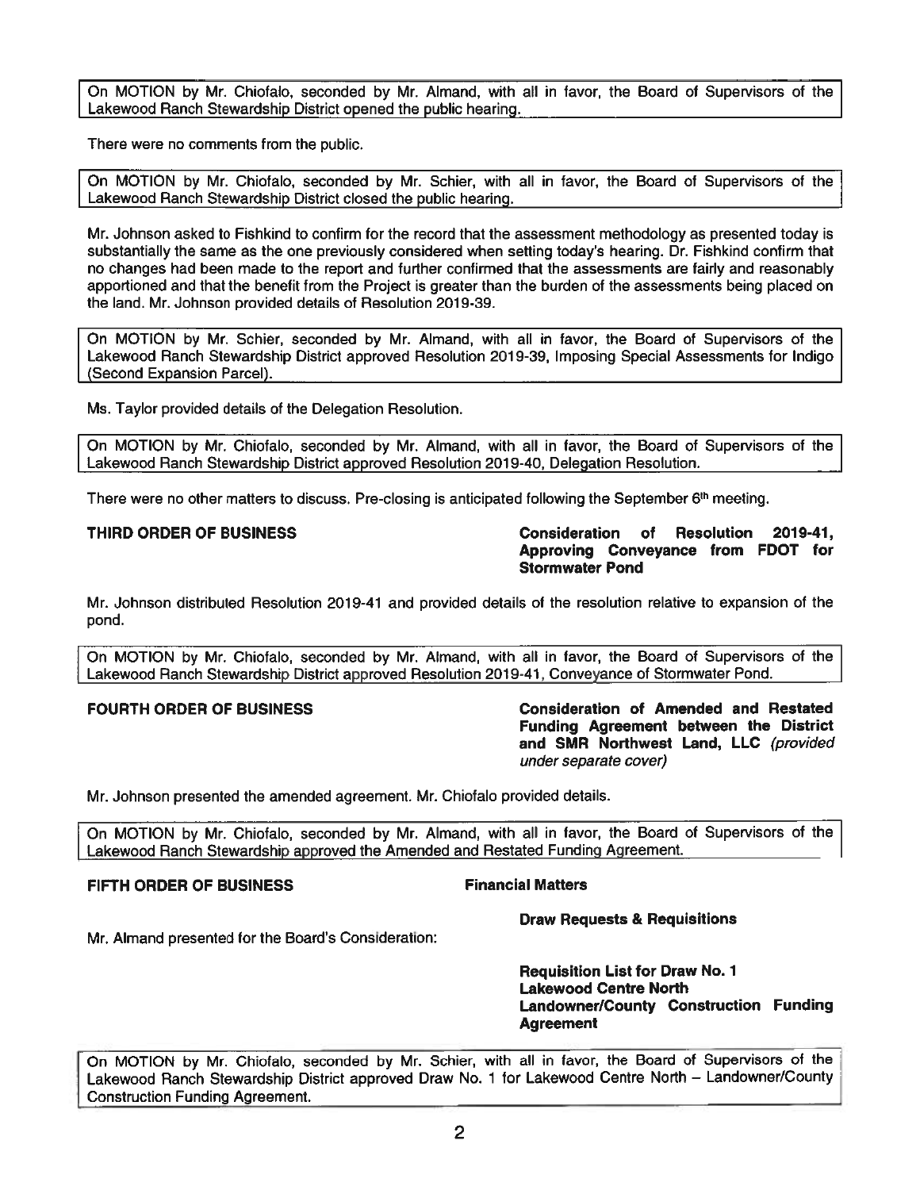On MOTION by Mr. Chiofalo, seconded by Mr. Almand, with all in favor, the Board of Supervisors of the Lakewood Ranch Stewardship District opened the public hearing.

There were no comments from the public.

On MOTION by Mr. Chiofalo, seconded by Mr. Schier, with all in favor, the Board of Supervisors of the Lakewood Ranch Stewardship District closed the public hearing.

Mr. Johnson asked to Fishkind to confirm for the record that the assessment methodology as presented today is substantially the same as the one previously considered when setting today's hearing. Dr. Fishkind confirm that no changes had been made to the report and further confirmed that the assessments are fairly and reasonably apportioned and that the benefit from the Project is greater than the burden of the assessments being placed on the land. Mr. Johnson provided details of Resolution 2019-39.

On MOTION by Mr. Schier, seconded by Mr. Almand, with all in favor, the Board of Supervisors of the Lakewood Ranch Stewardship District approved Resolution 2019-39, Imposing Special Assessments for Indigo (Second Expansion Parcel).

Ms. Taylor provided details of the Delegation Resolution.

On MOTION by Mr. Chiofalo, seconded by Mr. Almand, with all in favor, the Board of Supervisors of the Lakewood Ranch Stewardship District approved Resolution 2019-40, Delegation Resolution.

There were no other matters to discuss. Pre-closing is anticipated following the September 6th meeting.

**THIRD ORDER OF BUSINESS** — **Consideration of Resolution 2019-41, Approving Conveyance from FDOT for Stormwater Pond**

Mr. Johnson distributed Resolution 2019-41 and provided details of the resolution relative to expansion of the pond.

On MOTION by Mr. Chiofalo, seconded by Mr. Almand, with all in favor, the Board of Supervisors of the Lakewood Ranch Stewardship District approved Resolution 2019-41, Conveyance of Stormwater Pond.

**FOURTH ORDER OF BUSINESS** — **Consideration of Amended and Restated Funding Agreement between the District and SMR Northwest Land, LLC** *(provided under separate cover)*

Mr. Johnson presented the amended agreement. Mr. Chiofalo provided details.

On MOTION by Mr. Chiofalo, seconded by Mr. Almand, with all in favor, the Board of Supervisors of the Lakewood Ranch Stewardship approved the Amended and Restated Funding Agreement.

**FIFTH ORDER OF BUSINESS** — **Financial Matters**

**Draw Requests & Requisitions**

Mr. Almand presented for the Board's Consideration:

**Requisition List for Draw No. 1**
**Lakewood Centre North**
**Landowner/County Construction Funding Agreement**

On MOTION by Mr. Chiofalo, seconded by Mr. Schier, with all in favor, the Board of Supervisors of the Lakewood Ranch Stewardship District approved Draw No. 1 for Lakewood Centre North – Landowner/County Construction Funding Agreement.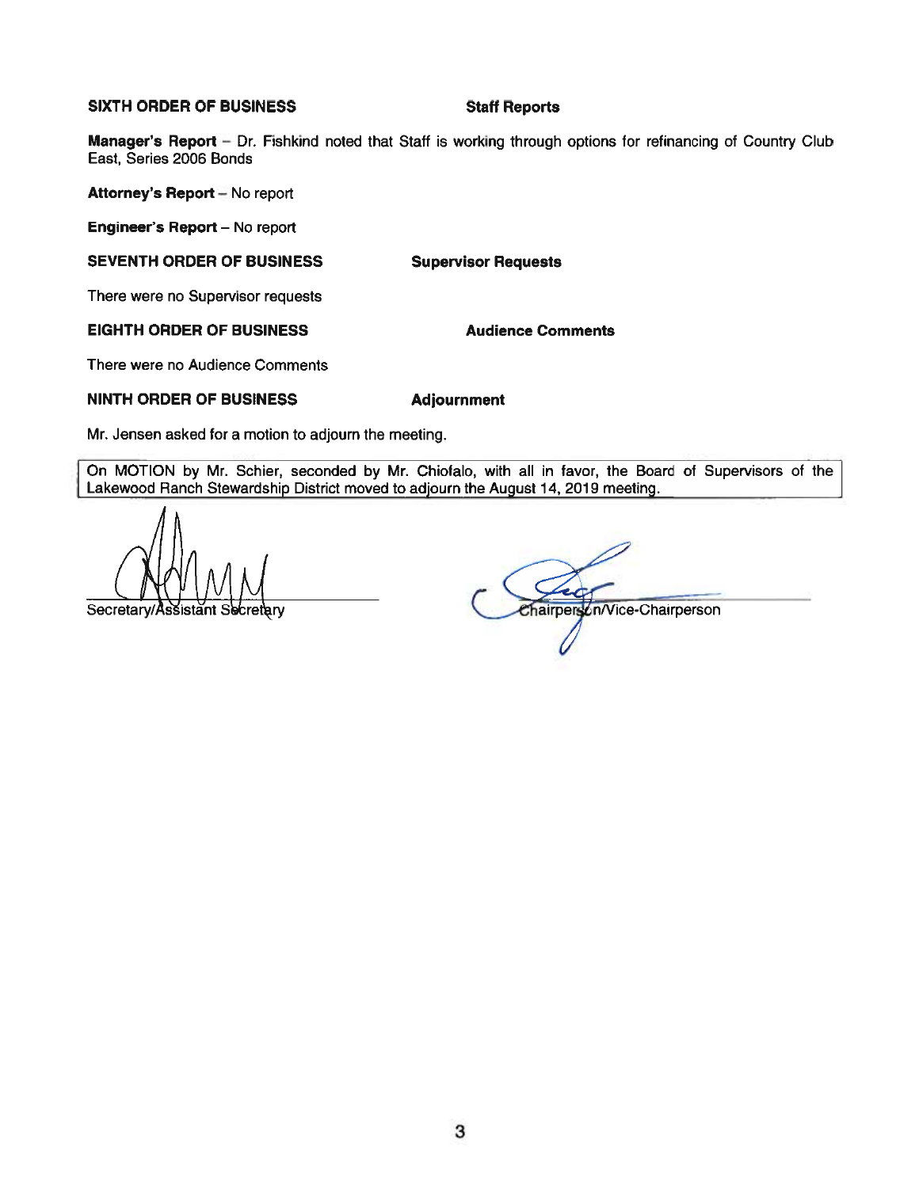**SIXTH ORDER OF BUSINESS** **Staff Reports**

**Manager's Report** – Dr. Fishkind noted that Staff is working through options for refinancing of Country Club East, Series 2006 Bonds

**Attorney's Report** – No report

**Engineer's Report** – No report

**SEVENTH ORDER OF BUSINESS** **Supervisor Requests**

There were no Supervisor requests

**EIGHTH ORDER OF BUSINESS** **Audience Comments**

There were no Audience Comments

**NINTH ORDER OF BUSINESS** **Adjournment**

Mr. Jensen asked for a motion to adjourn the meeting.

On MOTION by Mr. Schier, seconded by Mr. Chiofalo, with all in favor, the Board of Supervisors of the Lakewood Ranch Stewardship District moved to adjourn the August 14, 2019 meeting.

Secretary/Assistant Secretary

Chairperson/Vice-Chairperson